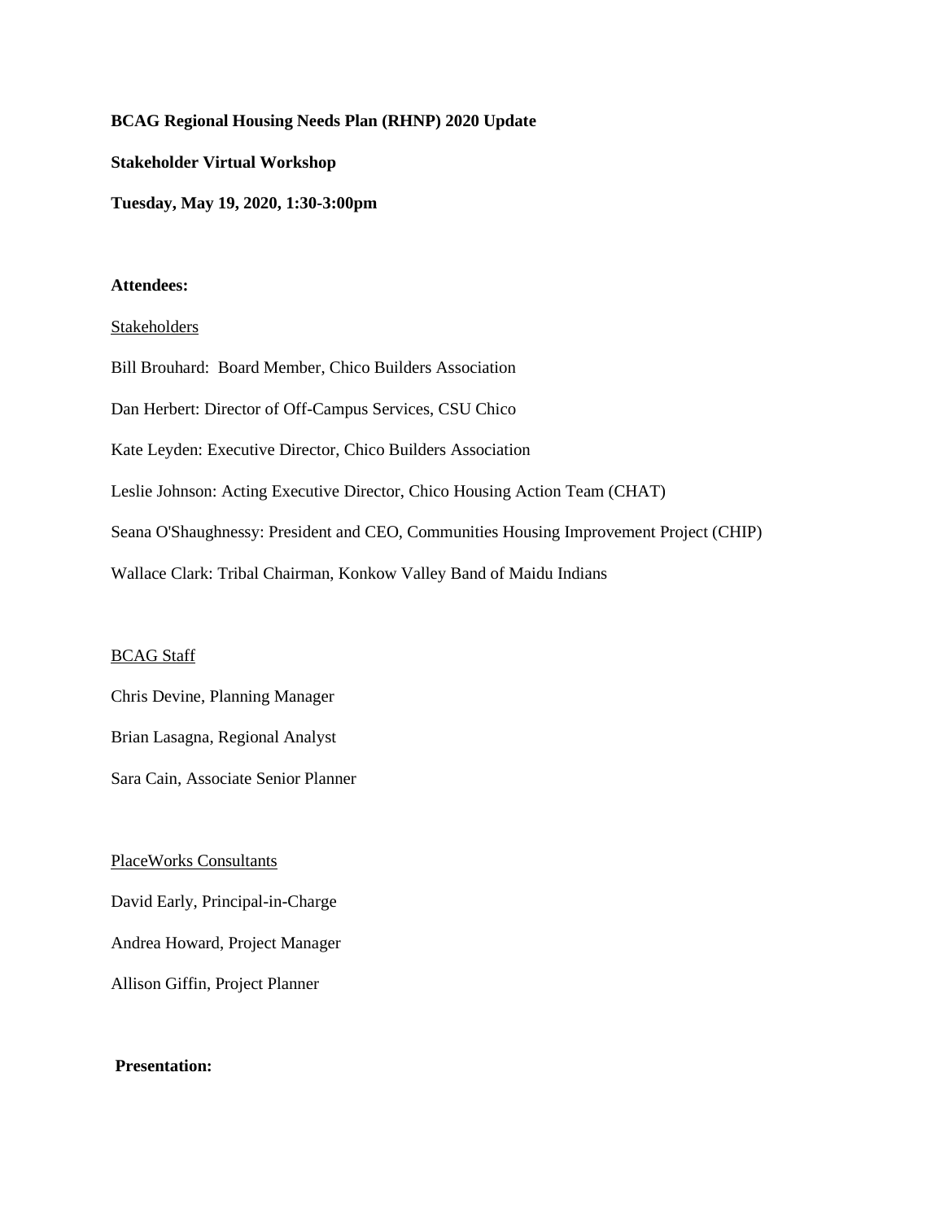**BCAG Regional Housing Needs Plan (RHNP) 2020 Update**

**Stakeholder Virtual Workshop**

**Tuesday, May 19, 2020, 1:30-3:00pm**

**Attendees:**

Stakeholders

Bill Brouhard: Board Member, Chico Builders Association

Dan Herbert: Director of Off-Campus Services, CSU Chico

Kate Leyden: Executive Director, Chico Builders Association

Leslie Johnson: Acting Executive Director, Chico Housing Action Team (CHAT)

Seana O'Shaughnessy: President and CEO, Communities Housing Improvement Project (CHIP)

Wallace Clark: Tribal Chairman, Konkow Valley Band of Maidu Indians

BCAG Staff

Chris Devine, Planning Manager

Brian Lasagna, Regional Analyst

Sara Cain, Associate Senior Planner

PlaceWorks Consultants

David Early, Principal-in-Charge

Andrea Howard, Project Manager

Allison Giffin, Project Planner

**Presentation:**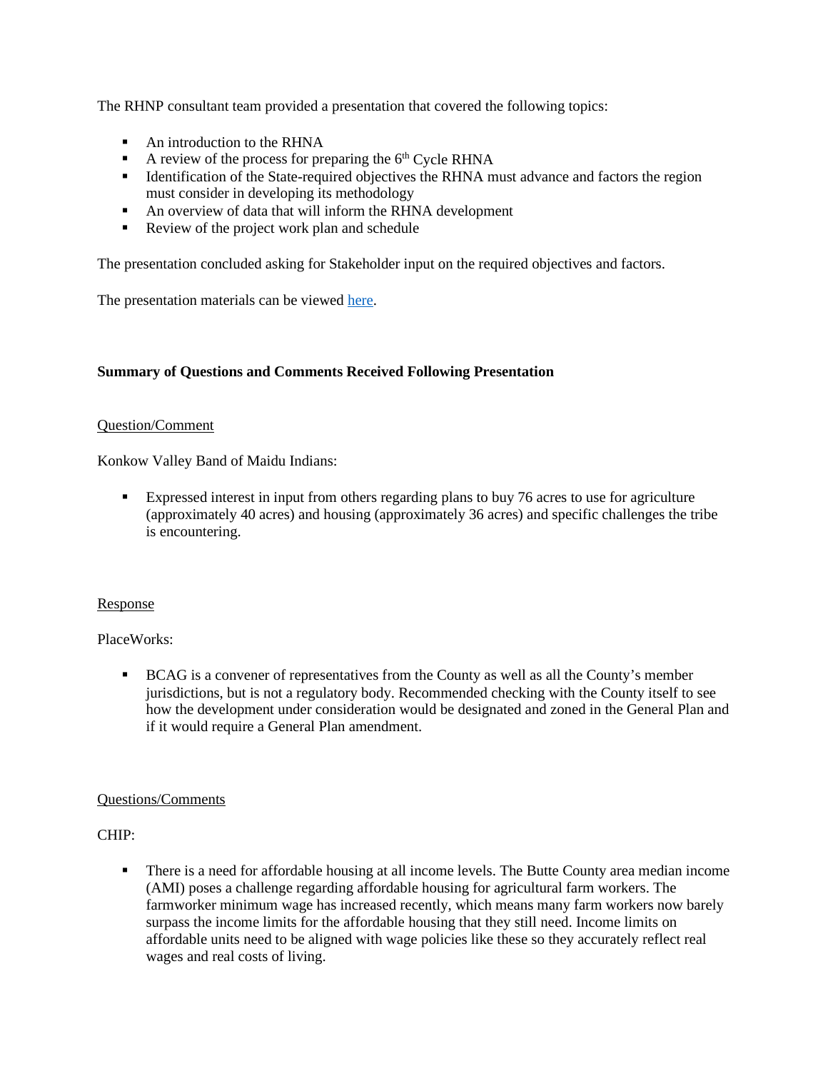The RHNP consultant team provided a presentation that covered the following topics:

- An introduction to the RHNA
- A review of the process for preparing the 6th Cycle RHNA
- Identification of the State-required objectives the RHNA must advance and factors the region must consider in developing its methodology
- An overview of data that will inform the RHNA development
- Review of the project work plan and schedule

The presentation concluded asking for Stakeholder input on the required objectives and factors.

The presentation materials can be viewed here.

**Summary of Questions and Comments Received Following Presentation**

Question/Comment

Konkow Valley Band of Maidu Indians:

- Expressed interest in input from others regarding plans to buy 76 acres to use for agriculture (approximately 40 acres) and housing (approximately 36 acres) and specific challenges the tribe is encountering.

Response

PlaceWorks:

- BCAG is a convener of representatives from the County as well as all the County's member jurisdictions, but is not a regulatory body. Recommended checking with the County itself to see how the development under consideration would be designated and zoned in the General Plan and if it would require a General Plan amendment.

Questions/Comments

CHIP:

- There is a need for affordable housing at all income levels. The Butte County area median income (AMI) poses a challenge regarding affordable housing for agricultural farm workers. The farmworker minimum wage has increased recently, which means many farm workers now barely surpass the income limits for the affordable housing that they still need. Income limits on affordable units need to be aligned with wage policies like these so they accurately reflect real wages and real costs of living.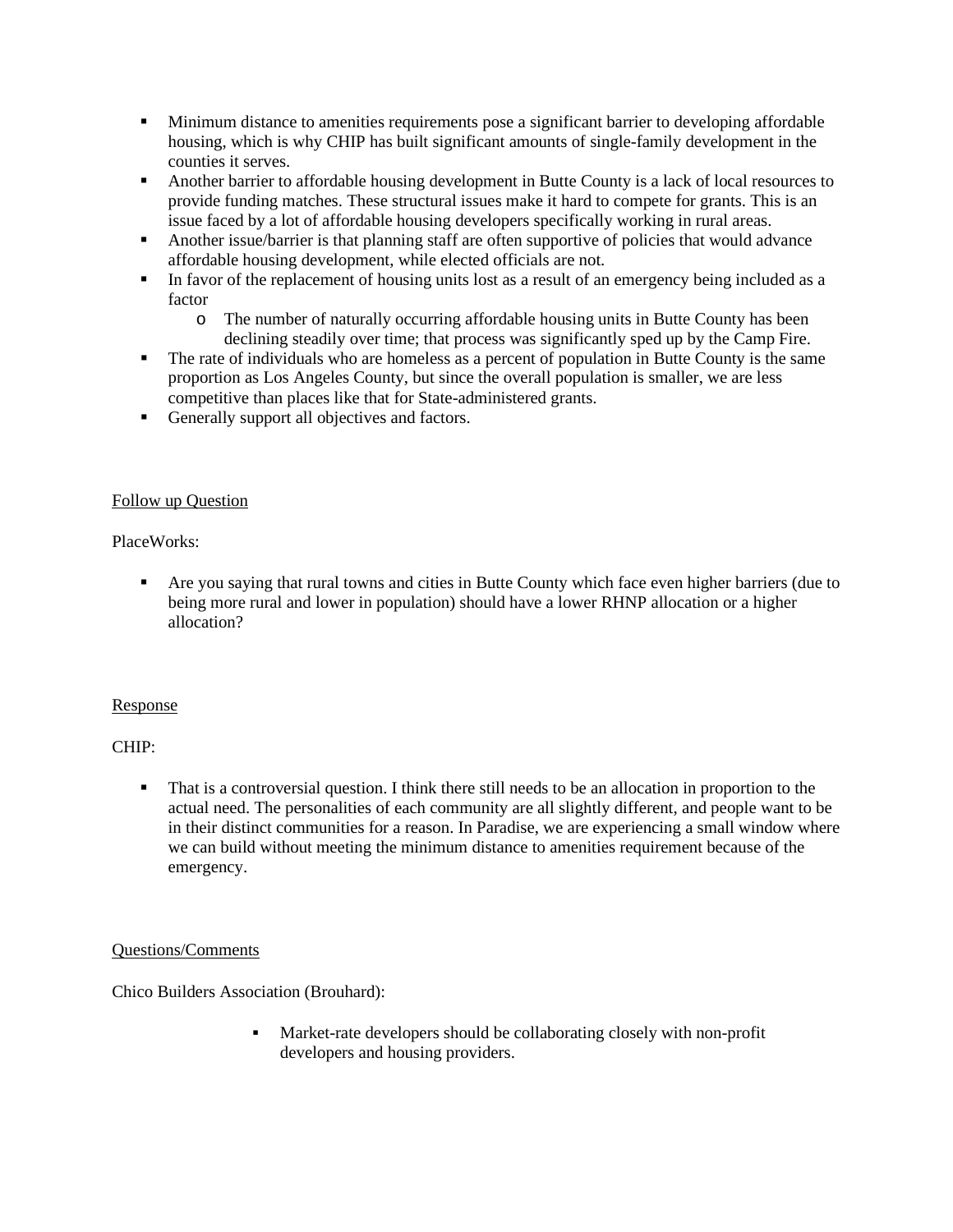- Minimum distance to amenities requirements pose a significant barrier to developing affordable housing, which is why CHIP has built significant amounts of single-family development in the counties it serves.
- Another barrier to affordable housing development in Butte County is a lack of local resources to provide funding matches. These structural issues make it hard to compete for grants. This is an issue faced by a lot of affordable housing developers specifically working in rural areas.
- Another issue/barrier is that planning staff are often supportive of policies that would advance affordable housing development, while elected officials are not.
- In favor of the replacement of housing units lost as a result of an emergency being included as a factor
  - The number of naturally occurring affordable housing units in Butte County has been declining steadily over time; that process was significantly sped up by the Camp Fire.
- The rate of individuals who are homeless as a percent of population in Butte County is the same proportion as Los Angeles County, but since the overall population is smaller, we are less competitive than places like that for State-administered grants.
- Generally support all objectives and factors.

<u>Follow up Question</u>

PlaceWorks:

- Are you saying that rural towns and cities in Butte County which face even higher barriers (due to being more rural and lower in population) should have a lower RHNP allocation or a higher allocation?

<u>Response</u>

CHIP:

- That is a controversial question. I think there still needs to be an allocation in proportion to the actual need. The personalities of each community are all slightly different, and people want to be in their distinct communities for a reason. In Paradise, we are experiencing a small window where we can build without meeting the minimum distance to amenities requirement because of the emergency.

<u>Questions/Comments</u>

Chico Builders Association (Brouhard):

- Market-rate developers should be collaborating closely with non-profit developers and housing providers.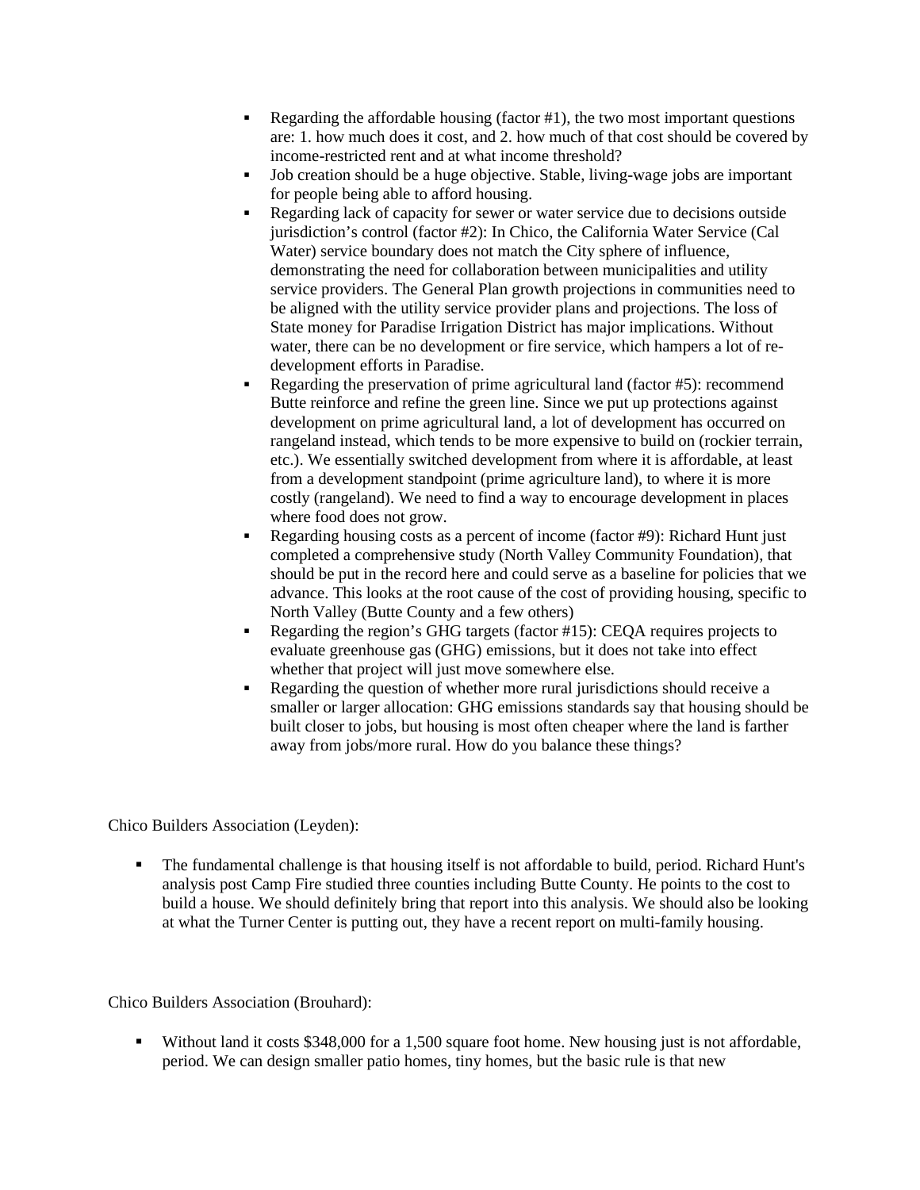- Regarding the affordable housing (factor #1), the two most important questions are: 1. how much does it cost, and 2. how much of that cost should be covered by income-restricted rent and at what income threshold?
- Job creation should be a huge objective. Stable, living-wage jobs are important for people being able to afford housing.
- Regarding lack of capacity for sewer or water service due to decisions outside jurisdiction's control (factor #2): In Chico, the California Water Service (Cal Water) service boundary does not match the City sphere of influence, demonstrating the need for collaboration between municipalities and utility service providers. The General Plan growth projections in communities need to be aligned with the utility service provider plans and projections. The loss of State money for Paradise Irrigation District has major implications. Without water, there can be no development or fire service, which hampers a lot of re-development efforts in Paradise.
- Regarding the preservation of prime agricultural land (factor #5): recommend Butte reinforce and refine the green line. Since we put up protections against development on prime agricultural land, a lot of development has occurred on rangeland instead, which tends to be more expensive to build on (rockier terrain, etc.). We essentially switched development from where it is affordable, at least from a development standpoint (prime agriculture land), to where it is more costly (rangeland). We need to find a way to encourage development in places where food does not grow.
- Regarding housing costs as a percent of income (factor #9): Richard Hunt just completed a comprehensive study (North Valley Community Foundation), that should be put in the record here and could serve as a baseline for policies that we advance. This looks at the root cause of the cost of providing housing, specific to North Valley (Butte County and a few others)
- Regarding the region's GHG targets (factor #15): CEQA requires projects to evaluate greenhouse gas (GHG) emissions, but it does not take into effect whether that project will just move somewhere else.
- Regarding the question of whether more rural jurisdictions should receive a smaller or larger allocation: GHG emissions standards say that housing should be built closer to jobs, but housing is most often cheaper where the land is farther away from jobs/more rural. How do you balance these things?

Chico Builders Association (Leyden):

- The fundamental challenge is that housing itself is not affordable to build, period. Richard Hunt's analysis post Camp Fire studied three counties including Butte County. He points to the cost to build a house. We should definitely bring that report into this analysis. We should also be looking at what the Turner Center is putting out, they have a recent report on multi-family housing.

Chico Builders Association (Brouhard):

- Without land it costs $348,000 for a 1,500 square foot home. New housing just is not affordable, period. We can design smaller patio homes, tiny homes, but the basic rule is that new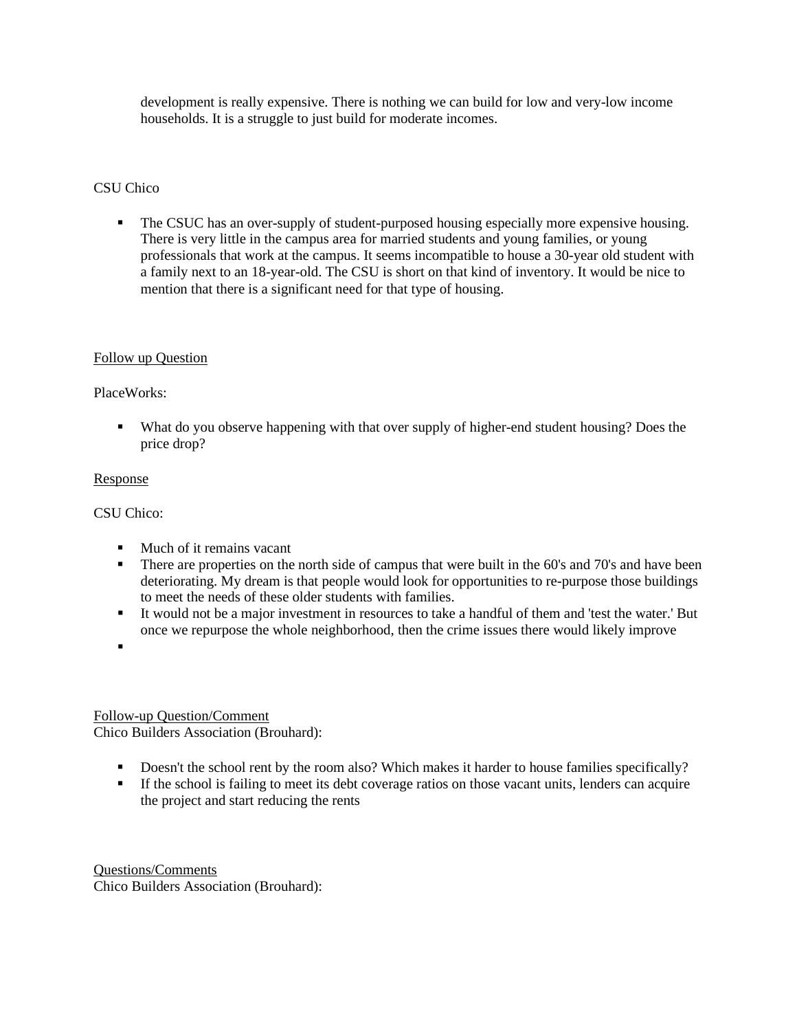development is really expensive. There is nothing we can build for low and very-low income households. It is a struggle to just build for moderate incomes.

CSU Chico

- The CSUC has an over-supply of student-purposed housing especially more expensive housing. There is very little in the campus area for married students and young families, or young professionals that work at the campus. It seems incompatible to house a 30-year old student with a family next to an 18-year-old. The CSU is short on that kind of inventory. It would be nice to mention that there is a significant need for that type of housing.

<u>Follow up Question</u>

PlaceWorks:

- What do you observe happening with that over supply of higher-end student housing? Does the price drop?

<u>Response</u>

CSU Chico:

- Much of it remains vacant
- There are properties on the north side of campus that were built in the 60's and 70's and have been deteriorating. My dream is that people would look for opportunities to re-purpose those buildings to meet the needs of these older students with families.
- It would not be a major investment in resources to take a handful of them and 'test the water.' But once we repurpose the whole neighborhood, then the crime issues there would likely improve
-

<u>Follow-up Question/Comment</u>
Chico Builders Association (Brouhard):

- Doesn't the school rent by the room also? Which makes it harder to house families specifically?
- If the school is failing to meet its debt coverage ratios on those vacant units, lenders can acquire the project and start reducing the rents

<u>Questions/Comments</u>
Chico Builders Association (Brouhard):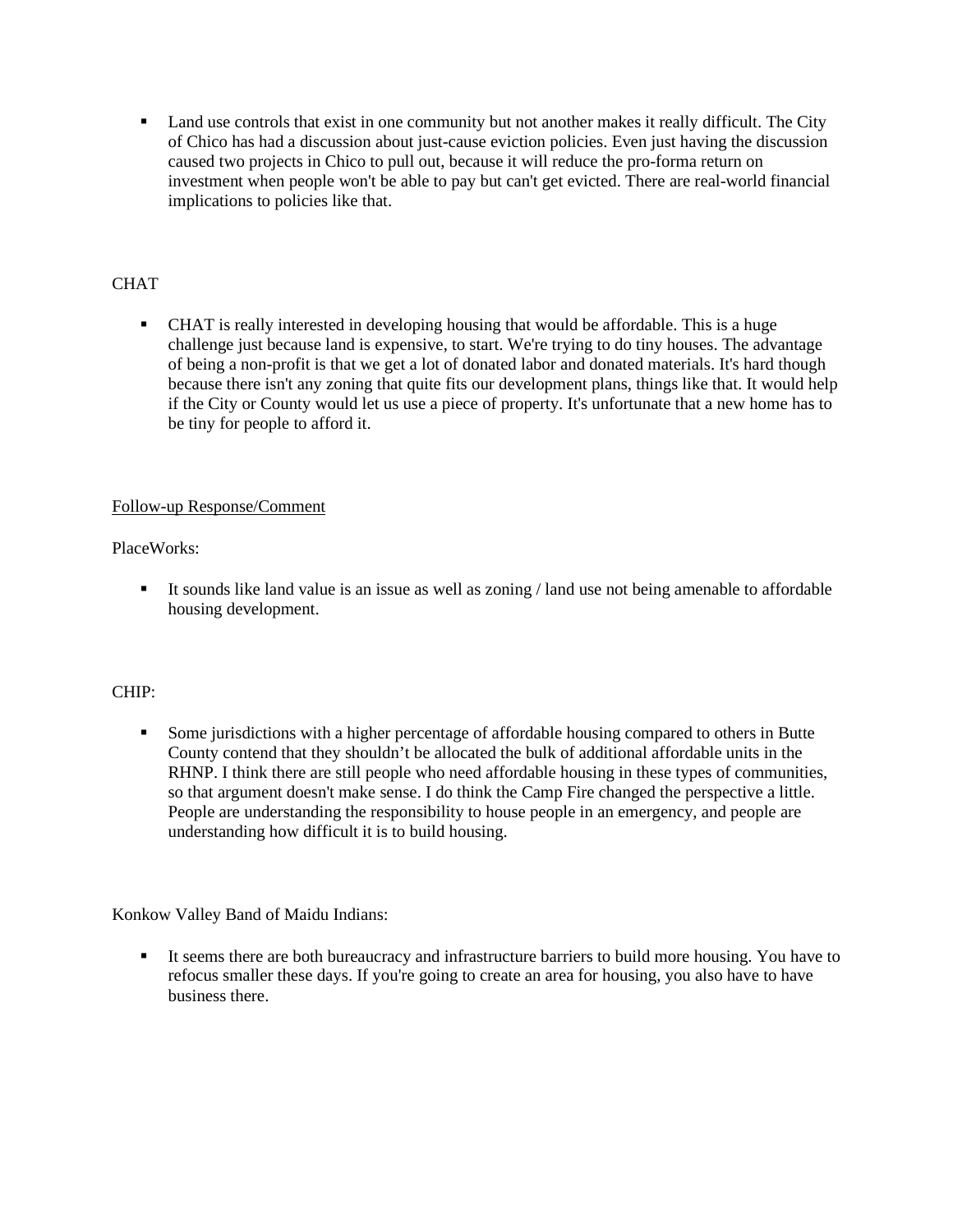- Land use controls that exist in one community but not another makes it really difficult. The City of Chico has had a discussion about just-cause eviction policies. Even just having the discussion caused two projects in Chico to pull out, because it will reduce the pro-forma return on investment when people won't be able to pay but can't get evicted. There are real-world financial implications to policies like that.

CHAT

- CHAT is really interested in developing housing that would be affordable. This is a huge challenge just because land is expensive, to start. We're trying to do tiny houses. The advantage of being a non-profit is that we get a lot of donated labor and donated materials. It's hard though because there isn't any zoning that quite fits our development plans, things like that. It would help if the City or County would let us use a piece of property. It's unfortunate that a new home has to be tiny for people to afford it.

<u>Follow-up Response/Comment</u>

PlaceWorks:

- It sounds like land value is an issue as well as zoning / land use not being amenable to affordable housing development.

CHIP:

- Some jurisdictions with a higher percentage of affordable housing compared to others in Butte County contend that they shouldn't be allocated the bulk of additional affordable units in the RHNP. I think there are still people who need affordable housing in these types of communities, so that argument doesn't make sense. I do think the Camp Fire changed the perspective a little. People are understanding the responsibility to house people in an emergency, and people are understanding how difficult it is to build housing.

Konkow Valley Band of Maidu Indians:

- It seems there are both bureaucracy and infrastructure barriers to build more housing. You have to refocus smaller these days. If you're going to create an area for housing, you also have to have business there.